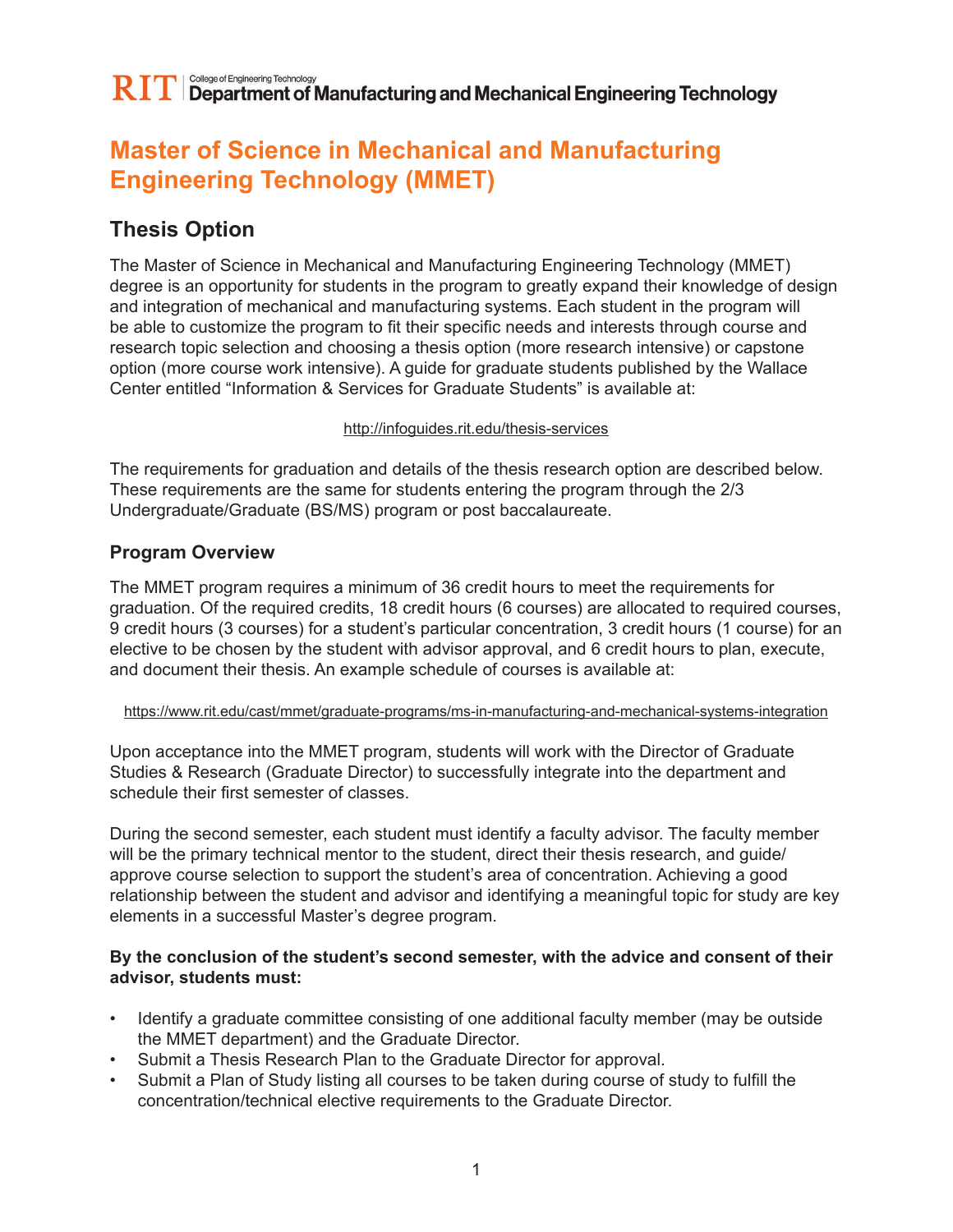RIT | College of Engineering Technology
Department of Manufacturing and Mechanical Engineering Technology

# Master of Science in Mechanical and Manufacturing Engineering Technology (MMET)

## Thesis Option

The Master of Science in Mechanical and Manufacturing Engineering Technology (MMET) degree is an opportunity for students in the program to greatly expand their knowledge of design and integration of mechanical and manufacturing systems. Each student in the program will be able to customize the program to fit their specific needs and interests through course and research topic selection and choosing a thesis option (more research intensive) or capstone option (more course work intensive). A guide for graduate students published by the Wallace Center entitled "Information & Services for Graduate Students" is available at:

http://infoguides.rit.edu/thesis-services

The requirements for graduation and details of the thesis research option are described below. These requirements are the same for students entering the program through the 2/3 Undergraduate/Graduate (BS/MS) program or post baccalaureate.

### Program Overview

The MMET program requires a minimum of 36 credit hours to meet the requirements for graduation. Of the required credits, 18 credit hours (6 courses) are allocated to required courses, 9 credit hours (3 courses) for a student's particular concentration, 3 credit hours (1 course) for an elective to be chosen by the student with advisor approval, and 6 credit hours to plan, execute, and document their thesis. An example schedule of courses is available at:

https://www.rit.edu/cast/mmet/graduate-programs/ms-in-manufacturing-and-mechanical-systems-integration

Upon acceptance into the MMET program, students will work with the Director of Graduate Studies & Research (Graduate Director) to successfully integrate into the department and schedule their first semester of classes.

During the second semester, each student must identify a faculty advisor. The faculty member will be the primary technical mentor to the student, direct their thesis research, and guide/approve course selection to support the student's area of concentration. Achieving a good relationship between the student and advisor and identifying a meaningful topic for study are key elements in a successful Master's degree program.

**By the conclusion of the student's second semester, with the advice and consent of their advisor, students must:**

- Identify a graduate committee consisting of one additional faculty member (may be outside the MMET department) and the Graduate Director.
- Submit a Thesis Research Plan to the Graduate Director for approval.
- Submit a Plan of Study listing all courses to be taken during course of study to fulfill the concentration/technical elective requirements to the Graduate Director.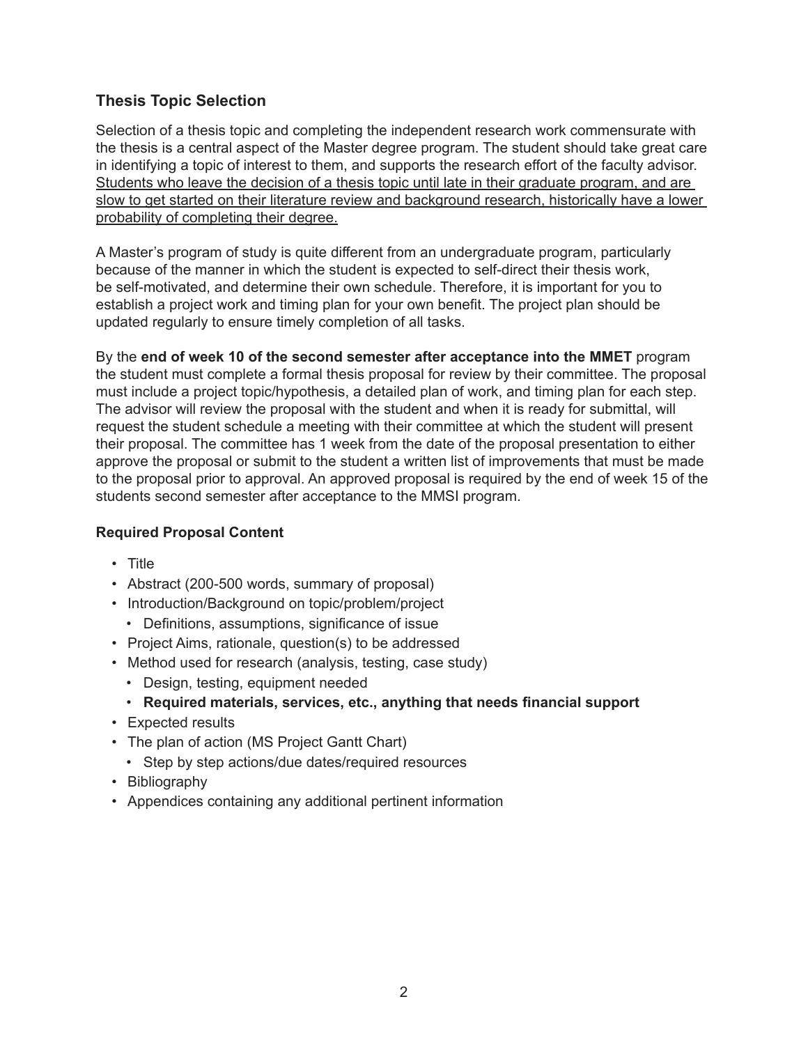## Thesis Topic Selection

Selection of a thesis topic and completing the independent research work commensurate with the thesis is a central aspect of the Master degree program. The student should take great care in identifying a topic of interest to them, and supports the research effort of the faculty advisor. <u>Students who leave the decision of a thesis topic until late in their graduate program, and are slow to get started on their literature review and background research, historically have a lower probability of completing their degree.</u>

A Master's program of study is quite different from an undergraduate program, particularly because of the manner in which the student is expected to self-direct their thesis work, be self-motivated, and determine their own schedule. Therefore, it is important for you to establish a project work and timing plan for your own benefit. The project plan should be updated regularly to ensure timely completion of all tasks.

By the **end of week 10 of the second semester after acceptance into the MMET** program the student must complete a formal thesis proposal for review by their committee. The proposal must include a project topic/hypothesis, a detailed plan of work, and timing plan for each step. The advisor will review the proposal with the student and when it is ready for submittal, will request the student schedule a meeting with their committee at which the student will present their proposal. The committee has 1 week from the date of the proposal presentation to either approve the proposal or submit to the student a written list of improvements that must be made to the proposal prior to approval. An approved proposal is required by the end of week 15 of the students second semester after acceptance to the MMSI program.

### Required Proposal Content

- Title
- Abstract (200-500 words, summary of proposal)
- Introduction/Background on topic/problem/project
  - Definitions, assumptions, significance of issue
- Project Aims, rationale, question(s) to be addressed
- Method used for research (analysis, testing, case study)
  - Design, testing, equipment needed
  - **Required materials, services, etc., anything that needs financial support**
- Expected results
- The plan of action (MS Project Gantt Chart)
  - Step by step actions/due dates/required resources
- Bibliography
- Appendices containing any additional pertinent information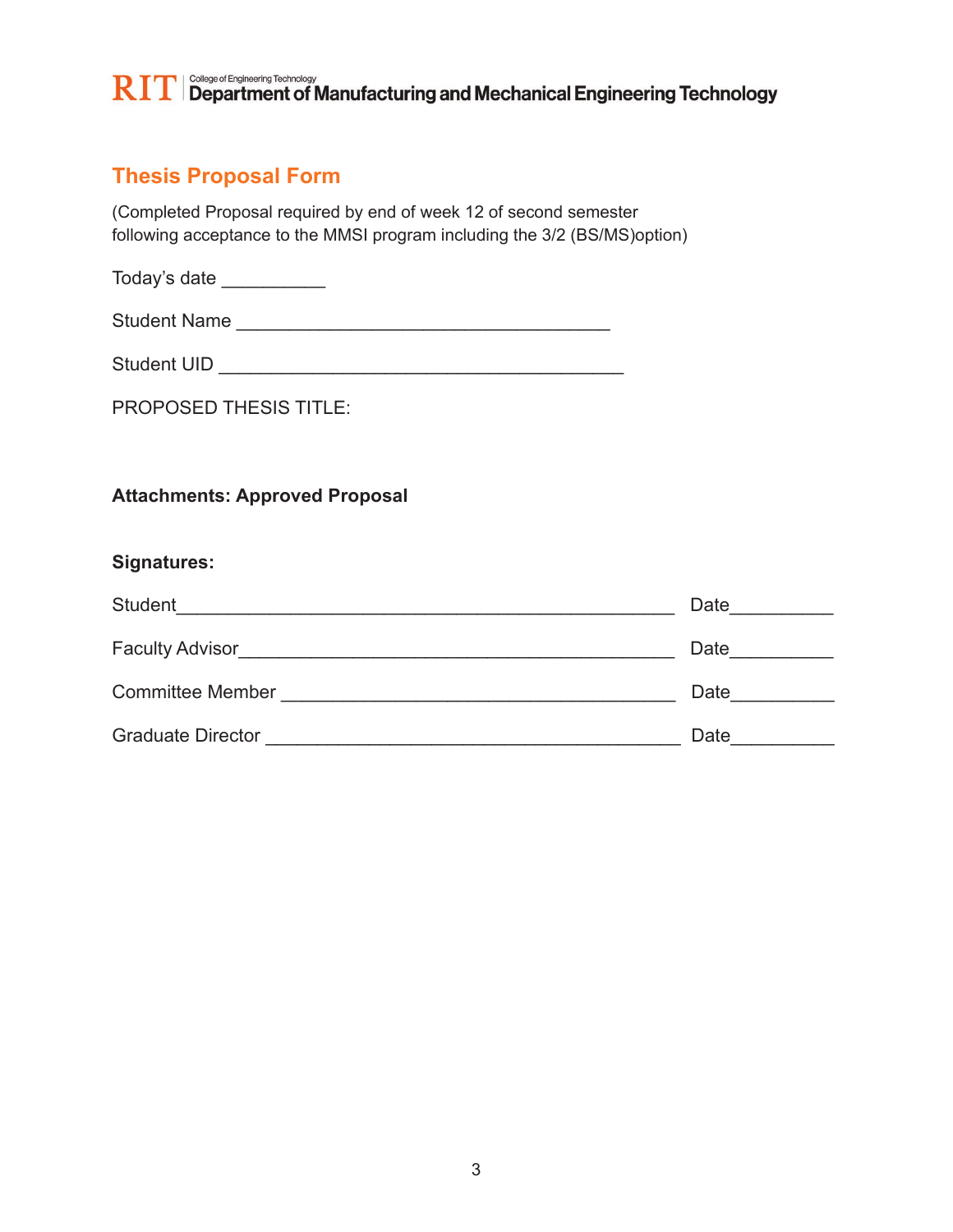RIT | College of Engineering Technology
Department of Manufacturing and Mechanical Engineering Technology

## Thesis Proposal Form

(Completed Proposal required by end of week 12 of second semester following acceptance to the MMSI program including the 3/2 (BS/MS)option)

Today's date __________

Student Name ____________________________________

Student UID _______________________________________

PROPOSED THESIS TITLE:

**Attachments: Approved Proposal**

**Signatures:**

Student________________________________________________ Date__________

Faculty Advisor__________________________________________ Date__________

Committee Member ______________________________________ Date__________

Graduate Director ________________________________________ Date__________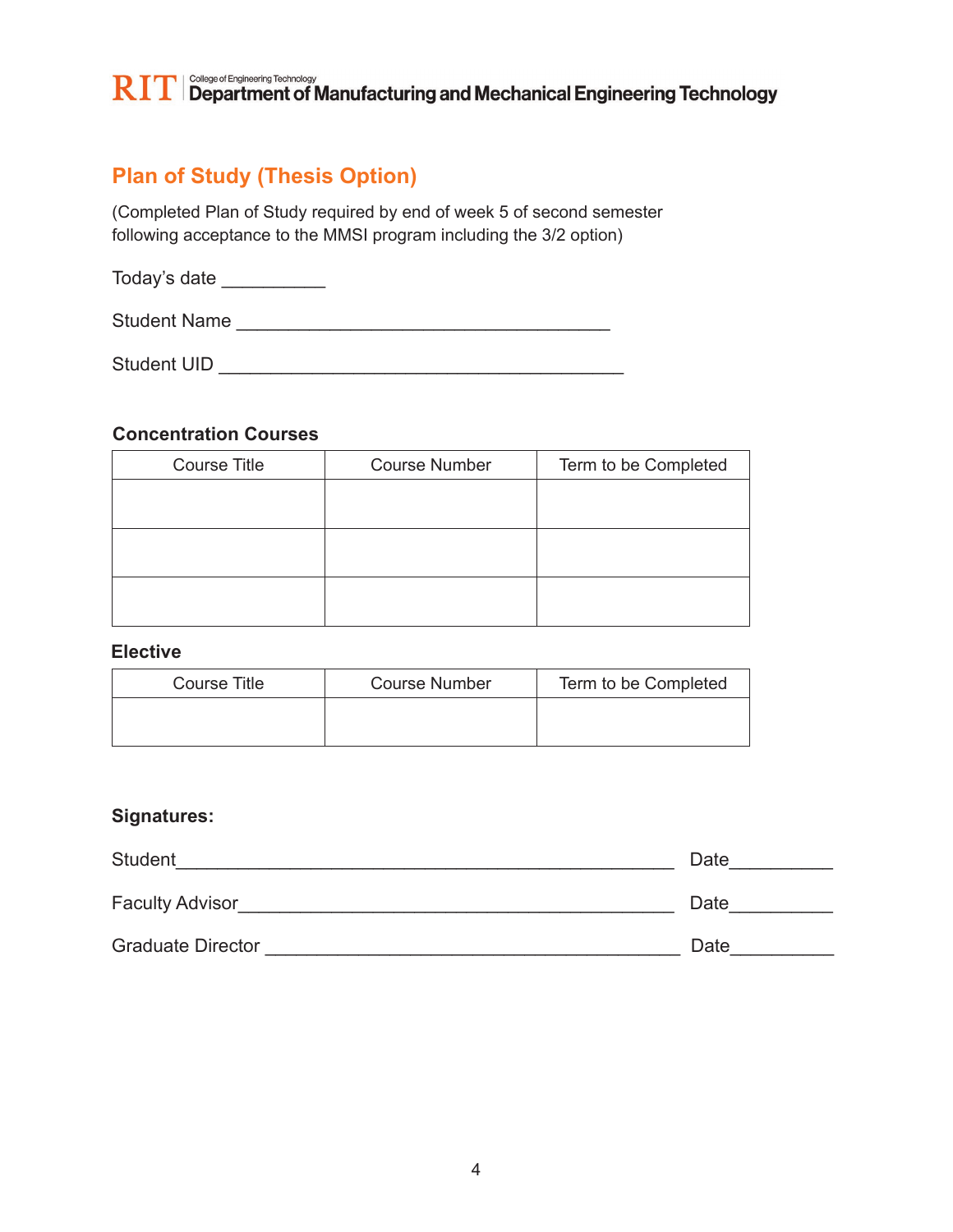RIT | College of Engineering Technology
Department of Manufacturing and Mechanical Engineering Technology

## Plan of Study (Thesis Option)

(Completed Plan of Study required by end of week 5 of second semester following acceptance to the MMSI program including the 3/2 option)

Today's date __________

Student Name ____________________________________

Student UID _______________________________________

### Concentration Courses

| Course Title | Course Number | Term to be Completed |
|---|---|---|
| | | |
| | | |
| | | |

### Elective

| Course Title | Course Number | Term to be Completed |
|---|---|---|
| | | |

### Signatures:

Student________________________________________________ Date__________

Faculty Advisor_________________________________________ Date__________

Graduate Director ________________________________________ Date__________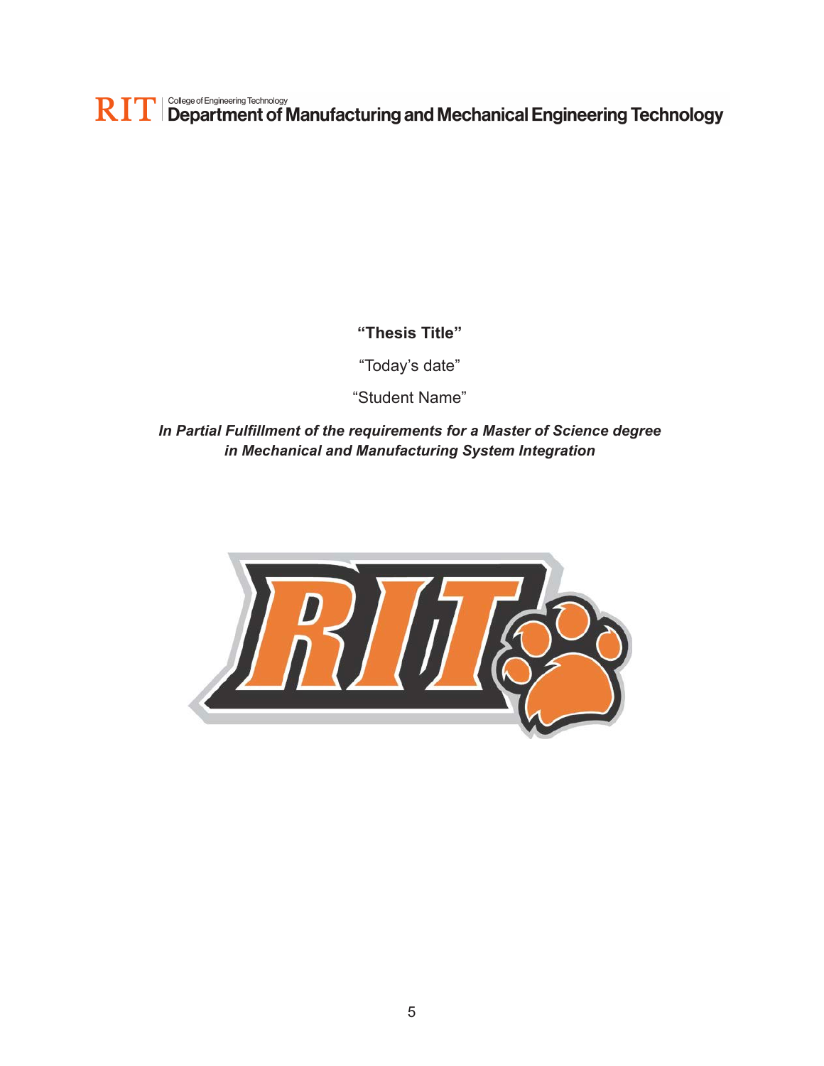RIT | College of Engineering Technology
**Department of Manufacturing and Mechanical Engineering Technology**

**“Thesis Title”**

“Today’s date”

“Student Name”

***In Partial Fulfillment of the requirements for a Master of Science degree in Mechanical and Manufacturing System Integration***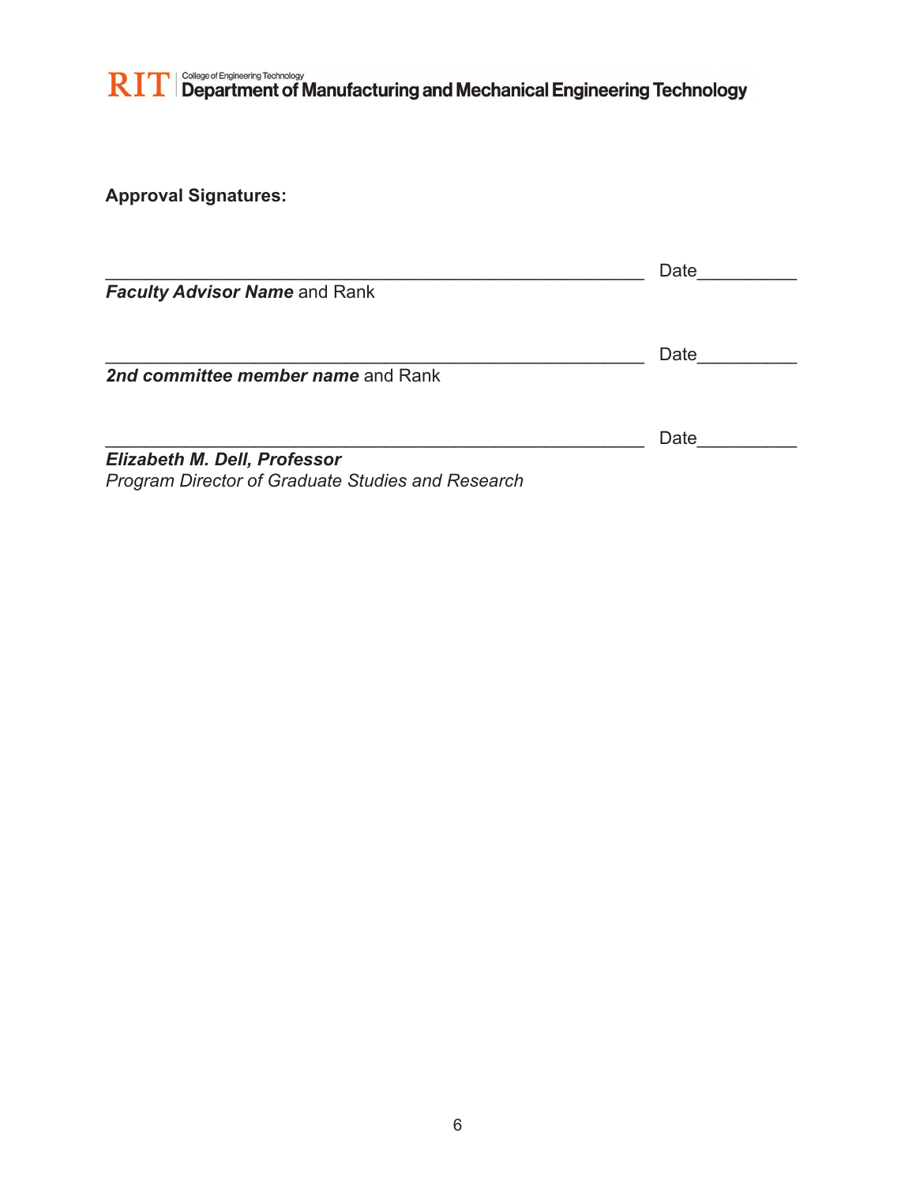**Approval Signatures:**

\_\_\_\_\_\_\_\_\_\_\_\_\_\_\_\_\_\_\_\_\_\_\_\_\_\_\_\_\_\_\_\_\_\_\_\_\_\_\_\_\_\_\_\_\_\_\_\_\_\_\_\_ Date\_\_\_\_\_\_\_\_\_\_
***Faculty Advisor Name*** and Rank

\_\_\_\_\_\_\_\_\_\_\_\_\_\_\_\_\_\_\_\_\_\_\_\_\_\_\_\_\_\_\_\_\_\_\_\_\_\_\_\_\_\_\_\_\_\_\_\_\_\_\_\_ Date\_\_\_\_\_\_\_\_\_\_
***2nd committee member name*** and Rank

\_\_\_\_\_\_\_\_\_\_\_\_\_\_\_\_\_\_\_\_\_\_\_\_\_\_\_\_\_\_\_\_\_\_\_\_\_\_\_\_\_\_\_\_\_\_\_\_\_\_\_\_ Date\_\_\_\_\_\_\_\_\_\_
***Elizabeth M. Dell, Professor***
*Program Director of Graduate Studies and Research*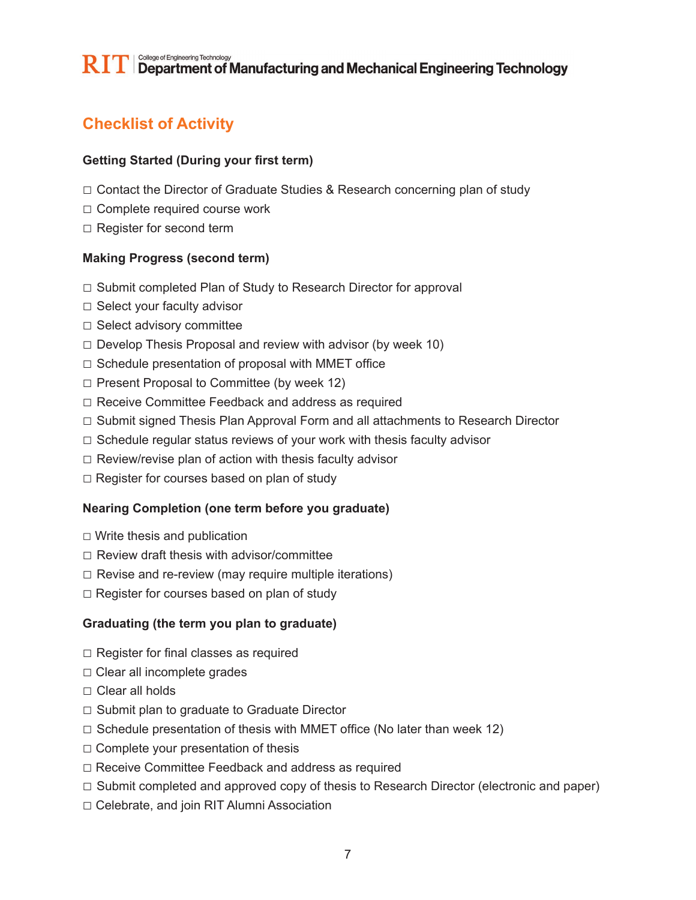# Checklist of Activity

### Getting Started (During your first term)

- ☐ Contact the Director of Graduate Studies & Research concerning plan of study
- ☐ Complete required course work
- ☐ Register for second term

### Making Progress (second term)

- ☐ Submit completed Plan of Study to Research Director for approval
- ☐ Select your faculty advisor
- ☐ Select advisory committee
- ☐ Develop Thesis Proposal and review with advisor (by week 10)
- ☐ Schedule presentation of proposal with MMET office
- ☐ Present Proposal to Committee (by week 12)
- ☐ Receive Committee Feedback and address as required
- ☐ Submit signed Thesis Plan Approval Form and all attachments to Research Director
- ☐ Schedule regular status reviews of your work with thesis faculty advisor
- ☐ Review/revise plan of action with thesis faculty advisor
- ☐ Register for courses based on plan of study

### Nearing Completion (one term before you graduate)

- ☐ Write thesis and publication
- ☐ Review draft thesis with advisor/committee
- ☐ Revise and re-review (may require multiple iterations)
- ☐ Register for courses based on plan of study

### Graduating (the term you plan to graduate)

- ☐ Register for final classes as required
- ☐ Clear all incomplete grades
- ☐ Clear all holds
- ☐ Submit plan to graduate to Graduate Director
- ☐ Schedule presentation of thesis with MMET office (No later than week 12)
- ☐ Complete your presentation of thesis
- ☐ Receive Committee Feedback and address as required
- ☐ Submit completed and approved copy of thesis to Research Director (electronic and paper)
- ☐ Celebrate, and join RIT Alumni Association